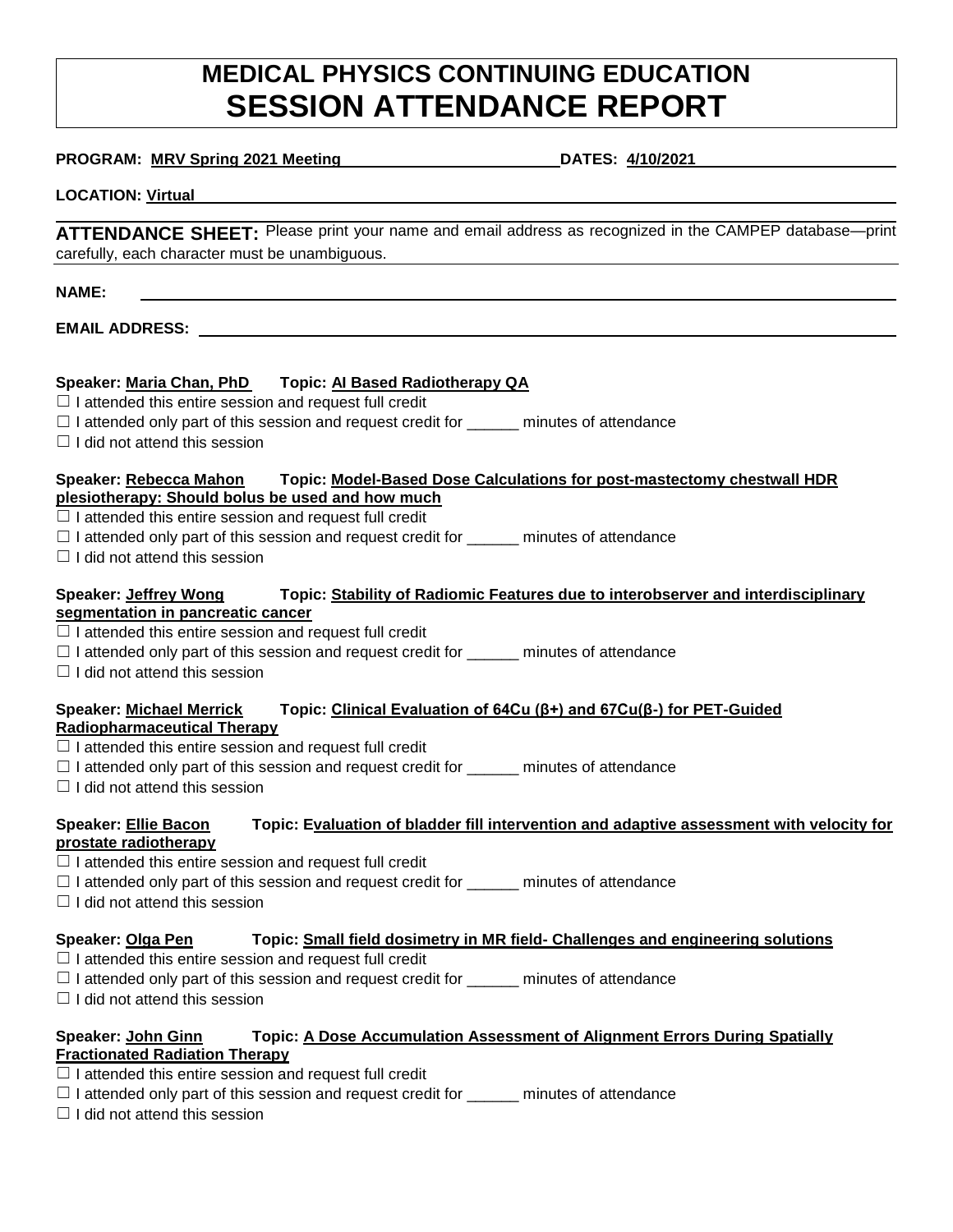# MEDICAL PHYSICS CONTINUING EDUCATION
# SESSION ATTENDANCE REPORT

**PROGRAM:** **MRV Spring 2021 Meeting** **DATES:** **4/10/2021**

**LOCATION:** **Virtual**

**ATTENDANCE SHEET:** Please print your name and email address as recognized in the CAMPEP database—print carefully, each character must be unambiguous.

**NAME:** ______________________________

**EMAIL ADDRESS:** ______________________________

**Speaker: Maria Chan, PhD Topic: AI Based Radiotherapy QA**

☐ I attended this entire session and request full credit
☐ I attended only part of this session and request credit for ______ minutes of attendance
☐ I did not attend this session

**Speaker: Rebecca Mahon Topic: Model-Based Dose Calculations for post-mastectomy chestwall HDR plesiotherapy: Should bolus be used and how much**

☐ I attended this entire session and request full credit
☐ I attended only part of this session and request credit for ______ minutes of attendance
☐ I did not attend this session

**Speaker: Jeffrey Wong Topic: Stability of Radiomic Features due to interobserver and interdisciplinary segmentation in pancreatic cancer**

☐ I attended this entire session and request full credit
☐ I attended only part of this session and request credit for ______ minutes of attendance
☐ I did not attend this session

**Speaker: Michael Merrick Topic: Clinical Evaluation of 64Cu (β+) and 67Cu(β-) for PET-Guided Radiopharmaceutical Therapy**

☐ I attended this entire session and request full credit
☐ I attended only part of this session and request credit for ______ minutes of attendance
☐ I did not attend this session

**Speaker: Ellie Bacon Topic: Evaluation of bladder fill intervention and adaptive assessment with velocity for prostate radiotherapy**

☐ I attended this entire session and request full credit
☐ I attended only part of this session and request credit for ______ minutes of attendance
☐ I did not attend this session

**Speaker: Olga Pen Topic: Small field dosimetry in MR field- Challenges and engineering solutions**

☐ I attended this entire session and request full credit
☐ I attended only part of this session and request credit for ______ minutes of attendance
☐ I did not attend this session

**Speaker: John Ginn Topic: A Dose Accumulation Assessment of Alignment Errors During Spatially Fractionated Radiation Therapy**

☐ I attended this entire session and request full credit
☐ I attended only part of this session and request credit for ______ minutes of attendance
☐ I did not attend this session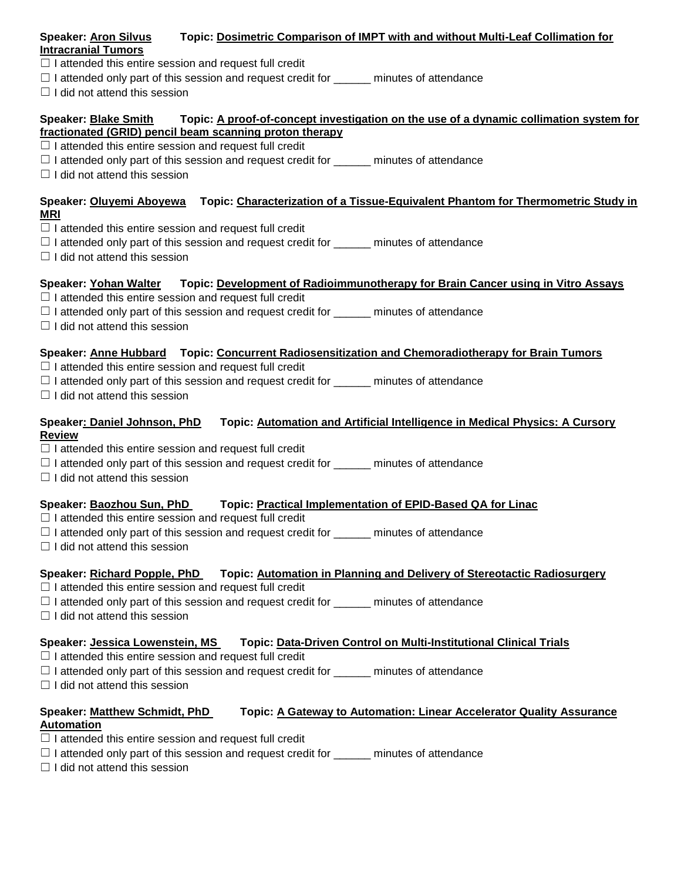**Speaker: Aron Silvus Topic: Dosimetric Comparison of IMPT with and without Multi-Leaf Collimation for Intracranial Tumors**

☐ I attended this entire session and request full credit
☐ I attended only part of this session and request credit for ______ minutes of attendance
☐ I did not attend this session

**Speaker: Blake Smith Topic: A proof-of-concept investigation on the use of a dynamic collimation system for fractionated (GRID) pencil beam scanning proton therapy**

☐ I attended this entire session and request full credit
☐ I attended only part of this session and request credit for ______ minutes of attendance
☐ I did not attend this session

**Speaker: Oluyemi Aboyewa Topic: Characterization of a Tissue-Equivalent Phantom for Thermometric Study in MRI**

☐ I attended this entire session and request full credit
☐ I attended only part of this session and request credit for ______ minutes of attendance
☐ I did not attend this session

**Speaker: Yohan Walter Topic: Development of Radioimmunotherapy for Brain Cancer using in Vitro Assays**

☐ I attended this entire session and request full credit
☐ I attended only part of this session and request credit for ______ minutes of attendance
☐ I did not attend this session

**Speaker: Anne Hubbard Topic: Concurrent Radiosensitization and Chemoradiotherapy for Brain Tumors**

☐ I attended this entire session and request full credit
☐ I attended only part of this session and request credit for ______ minutes of attendance
☐ I did not attend this session

**Speaker: Daniel Johnson, PhD Topic: Automation and Artificial Intelligence in Medical Physics: A Cursory Review**

☐ I attended this entire session and request full credit
☐ I attended only part of this session and request credit for ______ minutes of attendance
☐ I did not attend this session

**Speaker: Baozhou Sun, PhD Topic: Practical Implementation of EPID-Based QA for Linac**

☐ I attended this entire session and request full credit
☐ I attended only part of this session and request credit for ______ minutes of attendance
☐ I did not attend this session

**Speaker: Richard Popple, PhD Topic: Automation in Planning and Delivery of Stereotactic Radiosurgery**

☐ I attended this entire session and request full credit
☐ I attended only part of this session and request credit for ______ minutes of attendance
☐ I did not attend this session

**Speaker: Jessica Lowenstein, MS Topic: Data-Driven Control on Multi-Institutional Clinical Trials**

☐ I attended this entire session and request full credit
☐ I attended only part of this session and request credit for ______ minutes of attendance
☐ I did not attend this session

**Speaker: Matthew Schmidt, PhD Topic: A Gateway to Automation: Linear Accelerator Quality Assurance Automation**

☐ I attended this entire session and request full credit
☐ I attended only part of this session and request credit for ______ minutes of attendance
☐ I did not attend this session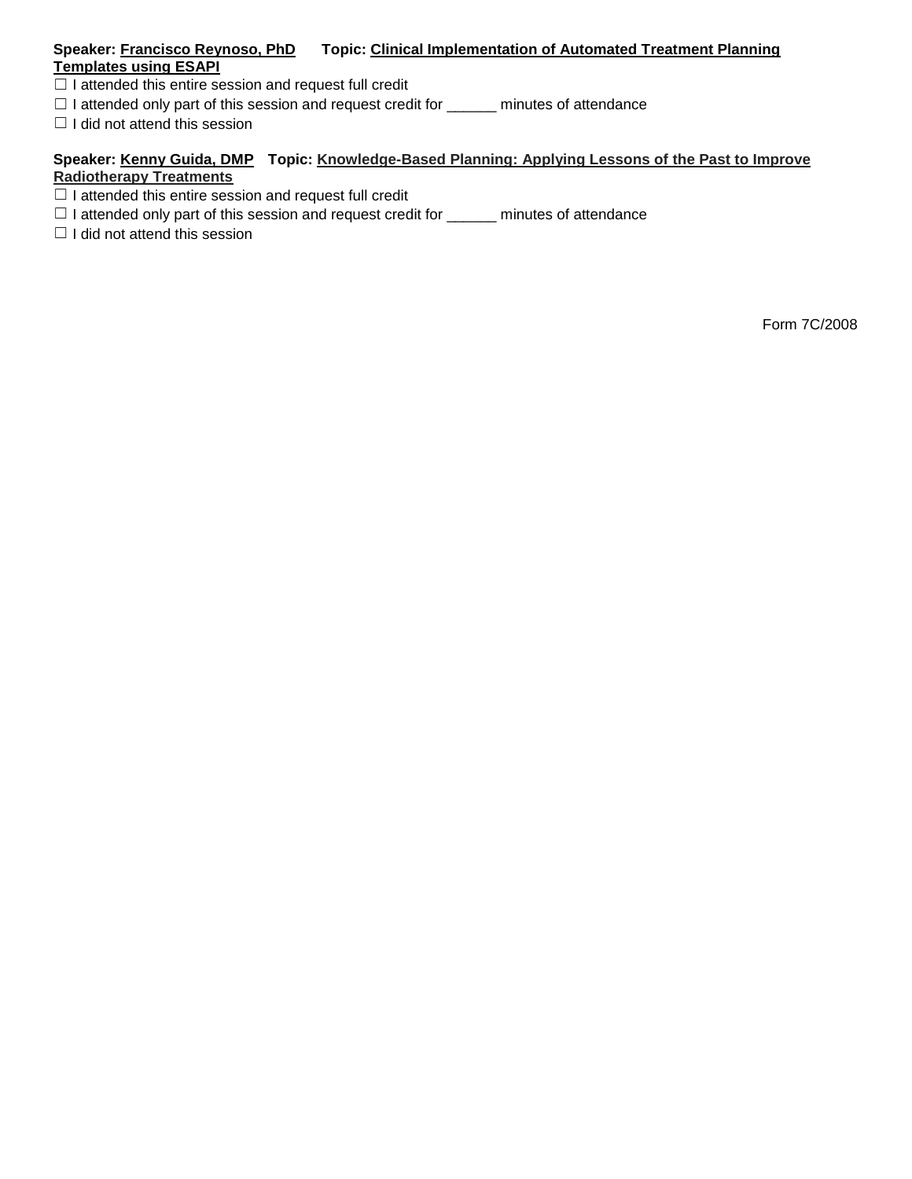**Speaker: Francisco Reynoso, PhD** **Topic: Clinical Implementation of Automated Treatment Planning Templates using ESAPI**

☐ I attended this entire session and request full credit

☐ I attended only part of this session and request credit for ______ minutes of attendance

☐ I did not attend this session

**Speaker: Kenny Guida, DMP** **Topic: Knowledge-Based Planning: Applying Lessons of the Past to Improve Radiotherapy Treatments**

☐ I attended this entire session and request full credit

☐ I attended only part of this session and request credit for ______ minutes of attendance

☐ I did not attend this session

Form 7C/2008